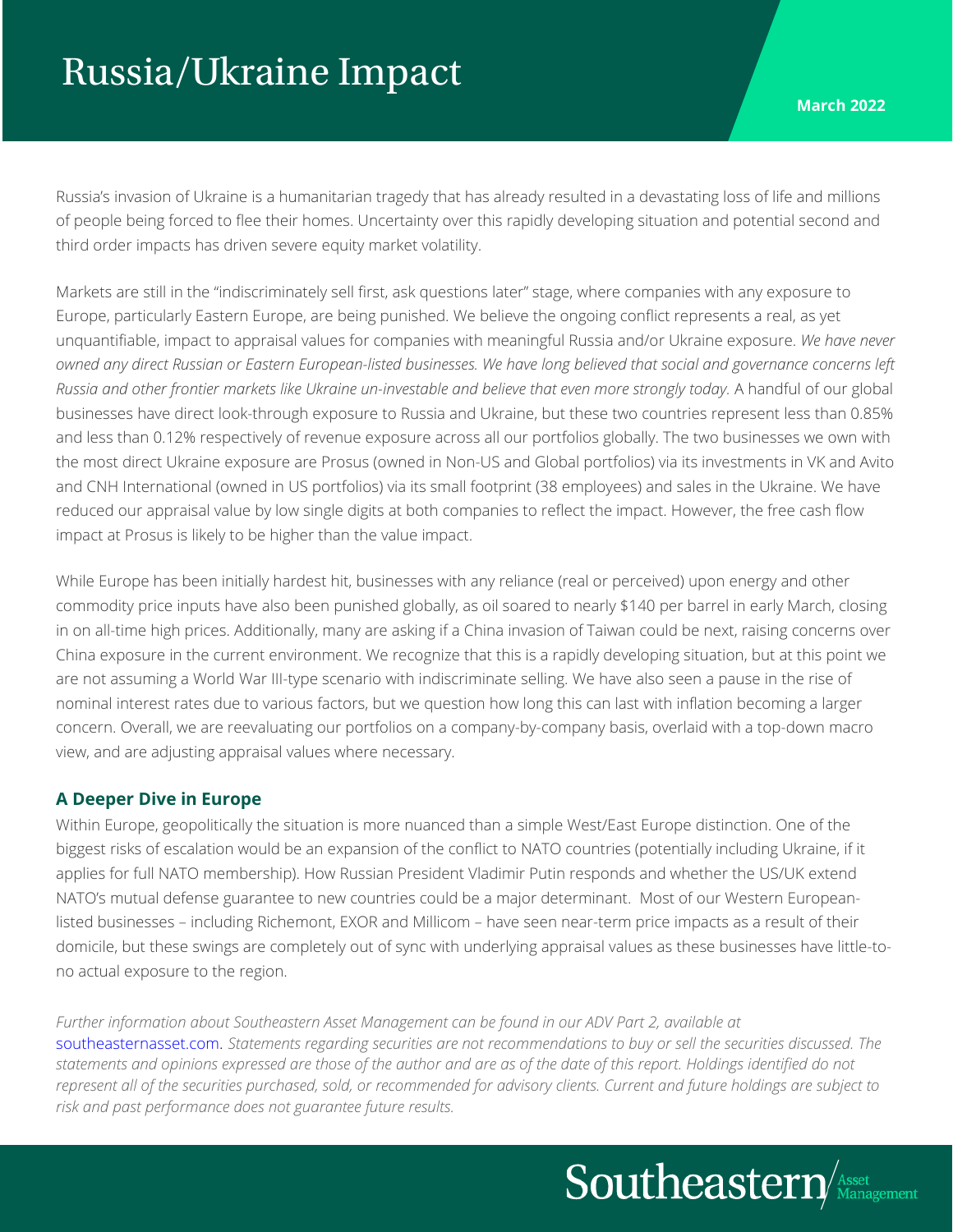# Russia/Ukraine Impact

March 2022

Russia's invasion of Ukraine is a humanitarian tragedy that has already resulted in a devastating loss of life and millions of people being forced to flee their homes. Uncertainty over this rapidly developing situation and potential second and third order impacts has driven severe equity market volatility.

Markets are still in the "indiscriminately sell first, ask questions later" stage, where companies with any exposure to Europe, particularly Eastern Europe, are being punished. We believe the ongoing conflict represents a real, as yet unquantifiable, impact to appraisal values for companies with meaningful Russia and/or Ukraine exposure. *We have never owned any direct Russian or Eastern European-listed businesses. We have long believed that social and governance concerns left Russia and other frontier markets like Ukraine un-investable and believe that even more strongly today.* A handful of our global businesses have direct look-through exposure to Russia and Ukraine, but these two countries represent less than 0.85% and less than 0.12% respectively of revenue exposure across all our portfolios globally. The two businesses we own with the most direct Ukraine exposure are Prosus (owned in Non-US and Global portfolios) via its investments in VK and Avito and CNH International (owned in US portfolios) via its small footprint (38 employees) and sales in the Ukraine. We have reduced our appraisal value by low single digits at both companies to reflect the impact. However, the free cash flow impact at Prosus is likely to be higher than the value impact.

While Europe has been initially hardest hit, businesses with any reliance (real or perceived) upon energy and other commodity price inputs have also been punished globally, as oil soared to nearly $140 per barrel in early March, closing in on all-time high prices. Additionally, many are asking if a China invasion of Taiwan could be next, raising concerns over China exposure in the current environment. We recognize that this is a rapidly developing situation, but at this point we are not assuming a World War III-type scenario with indiscriminate selling. We have also seen a pause in the rise of nominal interest rates due to various factors, but we question how long this can last with inflation becoming a larger concern. Overall, we are reevaluating our portfolios on a company-by-company basis, overlaid with a top-down macro view, and are adjusting appraisal values where necessary.

### A Deeper Dive in Europe

Within Europe, geopolitically the situation is more nuanced than a simple West/East Europe distinction. One of the biggest risks of escalation would be an expansion of the conflict to NATO countries (potentially including Ukraine, if it applies for full NATO membership). How Russian President Vladimir Putin responds and whether the US/UK extend NATO's mutual defense guarantee to new countries could be a major determinant. Most of our Western European-listed businesses – including Richemont, EXOR and Millicom – have seen near-term price impacts as a result of their domicile, but these swings are completely out of sync with underlying appraisal values as these businesses have little-to-no actual exposure to the region.

*Further information about Southeastern Asset Management can be found in our ADV Part 2, available at* southeasternasset.com. *Statements regarding securities are not recommendations to buy or sell the securities discussed. The statements and opinions expressed are those of the author and are as of the date of this report. Holdings identified do not represent all of the securities purchased, sold, or recommended for advisory clients. Current and future holdings are subject to risk and past performance does not guarantee future results.*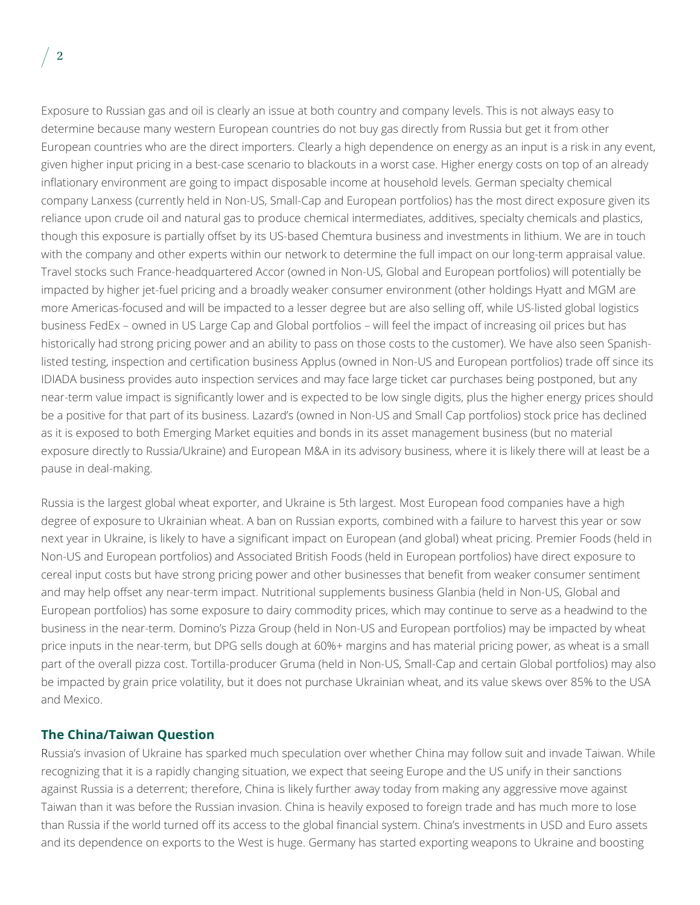Exposure to Russian gas and oil is clearly an issue at both country and company levels. This is not always easy to determine because many western European countries do not buy gas directly from Russia but get it from other European countries who are the direct importers. Clearly a high dependence on energy as an input is a risk in any event, given higher input pricing in a best-case scenario to blackouts in a worst case. Higher energy costs on top of an already inflationary environment are going to impact disposable income at household levels. German specialty chemical company Lanxess (currently held in Non-US, Small-Cap and European portfolios) has the most direct exposure given its reliance upon crude oil and natural gas to produce chemical intermediates, additives, specialty chemicals and plastics, though this exposure is partially offset by its US-based Chemtura business and investments in lithium. We are in touch with the company and other experts within our network to determine the full impact on our long-term appraisal value. Travel stocks such France-headquartered Accor (owned in Non-US, Global and European portfolios) will potentially be impacted by higher jet-fuel pricing and a broadly weaker consumer environment (other holdings Hyatt and MGM are more Americas-focused and will be impacted to a lesser degree but are also selling off, while US-listed global logistics business FedEx – owned in US Large Cap and Global portfolios – will feel the impact of increasing oil prices but has historically had strong pricing power and an ability to pass on those costs to the customer). We have also seen Spanish-listed testing, inspection and certification business Applus (owned in Non-US and European portfolios) trade off since its IDIADA business provides auto inspection services and may face large ticket car purchases being postponed, but any near-term value impact is significantly lower and is expected to be low single digits, plus the higher energy prices should be a positive for that part of its business. Lazard's (owned in Non-US and Small Cap portfolios) stock price has declined as it is exposed to both Emerging Market equities and bonds in its asset management business (but no material exposure directly to Russia/Ukraine) and European M&A in its advisory business, where it is likely there will at least be a pause in deal-making.

Russia is the largest global wheat exporter, and Ukraine is 5th largest. Most European food companies have a high degree of exposure to Ukrainian wheat. A ban on Russian exports, combined with a failure to harvest this year or sow next year in Ukraine, is likely to have a significant impact on European (and global) wheat pricing. Premier Foods (held in Non-US and European portfolios) and Associated British Foods (held in European portfolios) have direct exposure to cereal input costs but have strong pricing power and other businesses that benefit from weaker consumer sentiment and may help offset any near-term impact. Nutritional supplements business Glanbia (held in Non-US, Global and European portfolios) has some exposure to dairy commodity prices, which may continue to serve as a headwind to the business in the near-term. Domino's Pizza Group (held in Non-US and European portfolios) may be impacted by wheat price inputs in the near-term, but DPG sells dough at 60%+ margins and has material pricing power, as wheat is a small part of the overall pizza cost. Tortilla-producer Gruma (held in Non-US, Small-Cap and certain Global portfolios) may also be impacted by grain price volatility, but it does not purchase Ukrainian wheat, and its value skews over 85% to the USA and Mexico.

## The China/Taiwan Question

Russia's invasion of Ukraine has sparked much speculation over whether China may follow suit and invade Taiwan. While recognizing that it is a rapidly changing situation, we expect that seeing Europe and the US unify in their sanctions against Russia is a deterrent; therefore, China is likely further away today from making any aggressive move against Taiwan than it was before the Russian invasion. China is heavily exposed to foreign trade and has much more to lose than Russia if the world turned off its access to the global financial system. China's investments in USD and Euro assets and its dependence on exports to the West is huge. Germany has started exporting weapons to Ukraine and boosting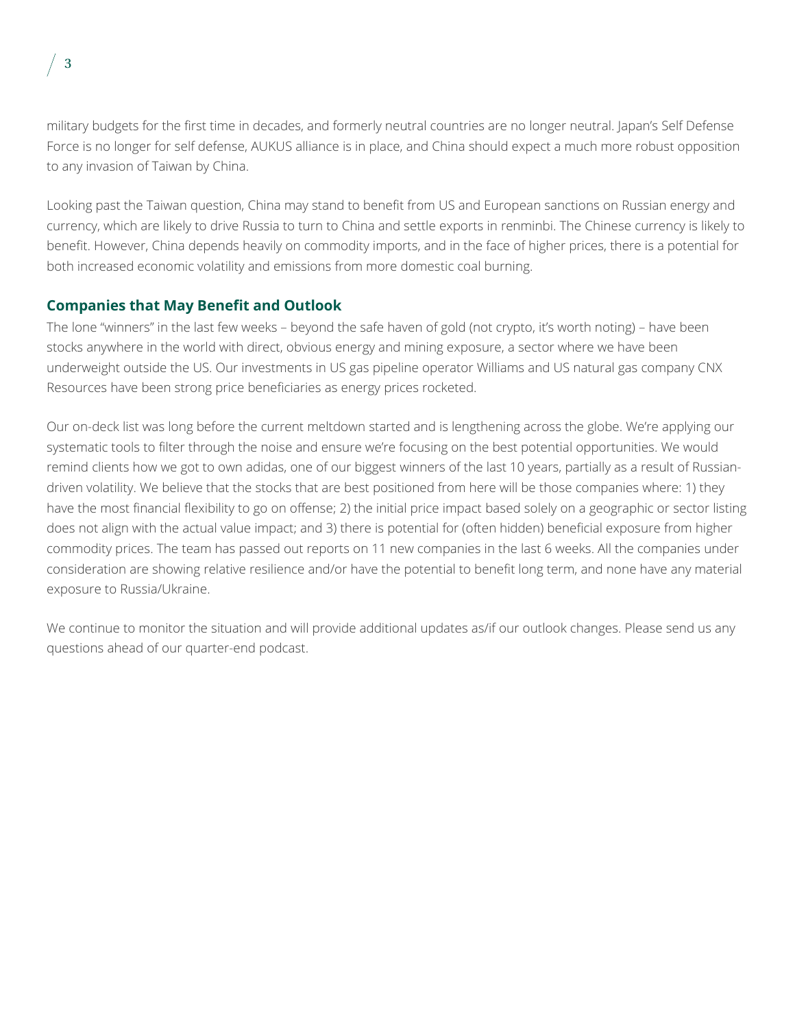military budgets for the first time in decades, and formerly neutral countries are no longer neutral. Japan's Self Defense Force is no longer for self defense, AUKUS alliance is in place, and China should expect a much more robust opposition to any invasion of Taiwan by China.

Looking past the Taiwan question, China may stand to benefit from US and European sanctions on Russian energy and currency, which are likely to drive Russia to turn to China and settle exports in renminbi. The Chinese currency is likely to benefit. However, China depends heavily on commodity imports, and in the face of higher prices, there is a potential for both increased economic volatility and emissions from more domestic coal burning.

## Companies that May Benefit and Outlook

The lone "winners" in the last few weeks – beyond the safe haven of gold (not crypto, it's worth noting) – have been stocks anywhere in the world with direct, obvious energy and mining exposure, a sector where we have been underweight outside the US. Our investments in US gas pipeline operator Williams and US natural gas company CNX Resources have been strong price beneficiaries as energy prices rocketed.

Our on-deck list was long before the current meltdown started and is lengthening across the globe. We're applying our systematic tools to filter through the noise and ensure we're focusing on the best potential opportunities. We would remind clients how we got to own adidas, one of our biggest winners of the last 10 years, partially as a result of Russian-driven volatility. We believe that the stocks that are best positioned from here will be those companies where: 1) they have the most financial flexibility to go on offense; 2) the initial price impact based solely on a geographic or sector listing does not align with the actual value impact; and 3) there is potential for (often hidden) beneficial exposure from higher commodity prices. The team has passed out reports on 11 new companies in the last 6 weeks. All the companies under consideration are showing relative resilience and/or have the potential to benefit long term, and none have any material exposure to Russia/Ukraine.

We continue to monitor the situation and will provide additional updates as/if our outlook changes. Please send us any questions ahead of our quarter-end podcast.